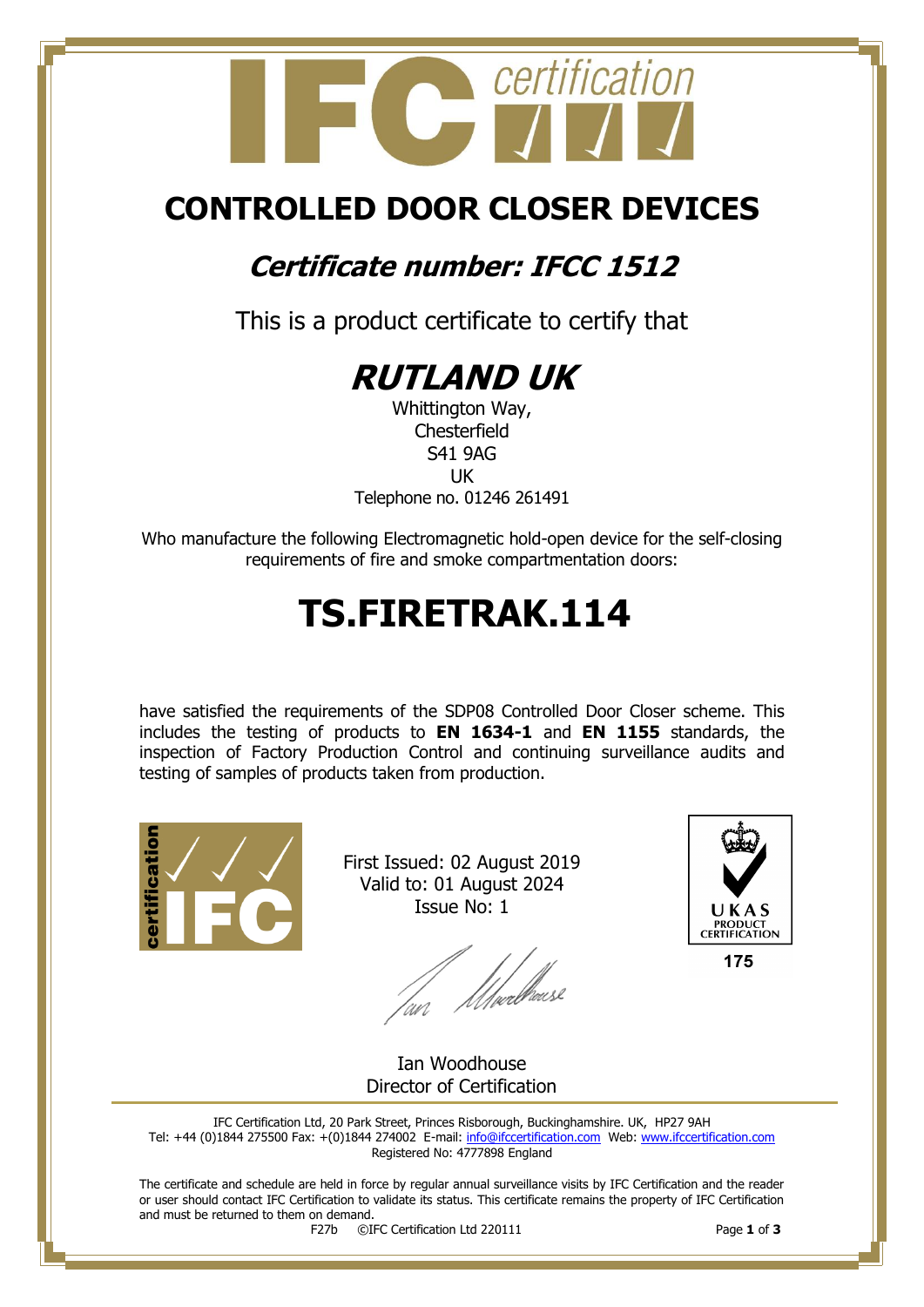# CONTROLLED DOOR CLOSER DEVICES

## *Certificate number: IFCC 1512*

This is a product certificate to certify that

# *RUTLAND UK*

Whittington Way,
Chesterfield
S41 9AG
UK
Telephone no. 01246 261491

Who manufacture the following Electromagnetic hold-open device for the self-closing requirements of fire and smoke compartmentation doors:

# TS.FIRETRAK.114

have satisfied the requirements of the SDP08 Controlled Door Closer scheme. This includes the testing of products to **EN 1634-1** and **EN 1155** standards, the inspection of Factory Production Control and continuing surveillance audits and testing of samples of products taken from production.

First Issued: 02 August 2019
Valid to: 01 August 2024
Issue No: 1

UKAS PRODUCT CERTIFICATION
175

Ian Woodhouse
Director of Certification

IFC Certification Ltd, 20 Park Street, Princes Risborough, Buckinghamshire. UK, HP27 9AH
Tel: +44 (0)1844 275500 Fax: +(0)1844 274002 E-mail: info@ifccertification.com Web: www.ifccertification.com
Registered No: 4777898 England

The certificate and schedule are held in force by regular annual surveillance visits by IFC Certification and the reader or user should contact IFC Certification to validate its status. This certificate remains the property of IFC Certification and must be returned to them on demand.

F27b ©IFC Certification Ltd 220111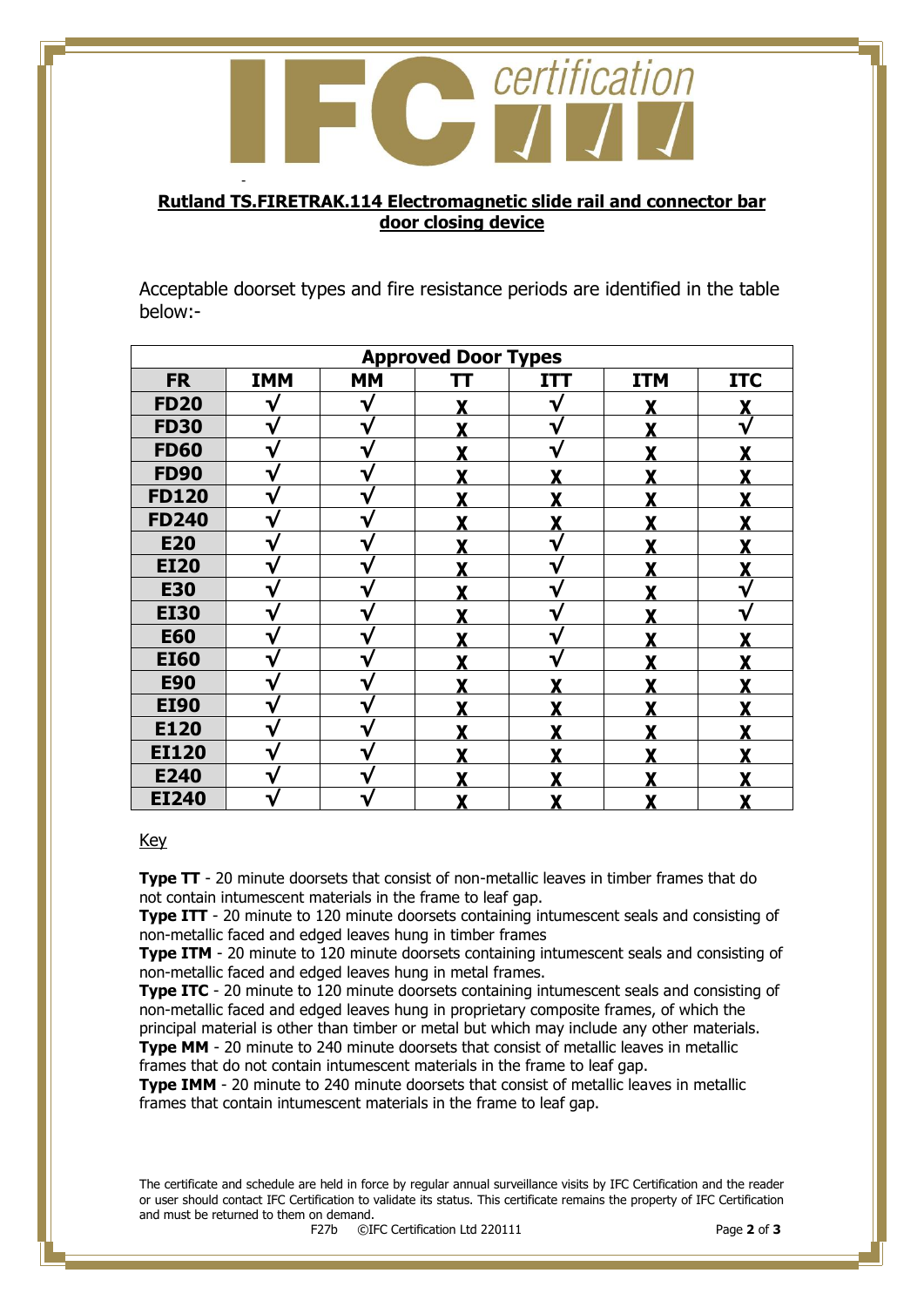**Rutland TS.FIRETRAK.114 Electromagnetic slide rail and connector bar door closing device**

Acceptable doorset types and fire resistance periods are identified in the table below:-

| Approved Door Types | | | | | | |
|---|---|---|---|---|---|---|
| **FR** | **IMM** | **MM** | **TT** | **ITT** | **ITM** | **ITC** |
| **FD20** | √ | √ | X | √ | X | X |
| **FD30** | √ | √ | X | √ | X | √ |
| **FD60** | √ | √ | X | √ | X | X |
| **FD90** | √ | √ | X | X | X | X |
| **FD120** | √ | √ | X | X | X | X |
| **FD240** | √ | √ | X | X | X | X |
| **E20** | √ | √ | X | √ | X | X |
| **EI20** | √ | √ | X | √ | X | X |
| **E30** | √ | √ | X | √ | X | √ |
| **EI30** | √ | √ | X | √ | X | √ |
| **E60** | √ | √ | X | √ | X | X |
| **EI60** | √ | √ | X | √ | X | X |
| **E90** | √ | √ | X | X | X | X |
| **EI90** | √ | √ | X | X | X | X |
| **E120** | √ | √ | X | X | X | X |
| **EI120** | √ | √ | X | X | X | X |
| **E240** | √ | √ | X | X | X | X |
| **EI240** | √ | √ | X | X | X | X |

Key

**Type TT** - 20 minute doorsets that consist of non-metallic leaves in timber frames that do not contain intumescent materials in the frame to leaf gap.
**Type ITT** - 20 minute to 120 minute doorsets containing intumescent seals and consisting of non-metallic faced and edged leaves hung in timber frames
**Type ITM** - 20 minute to 120 minute doorsets containing intumescent seals and consisting of non-metallic faced and edged leaves hung in metal frames.
**Type ITC** - 20 minute to 120 minute doorsets containing intumescent seals and consisting of non-metallic faced and edged leaves hung in proprietary composite frames, of which the principal material is other than timber or metal but which may include any other materials.
**Type MM** - 20 minute to 240 minute doorsets that consist of metallic leaves in metallic frames that do not contain intumescent materials in the frame to leaf gap.
**Type IMM** - 20 minute to 240 minute doorsets that consist of metallic leaves in metallic frames that contain intumescent materials in the frame to leaf gap.

The certificate and schedule are held in force by regular annual surveillance visits by IFC Certification and the reader or user should contact IFC Certification to validate its status. This certificate remains the property of IFC Certification and must be returned to them on demand.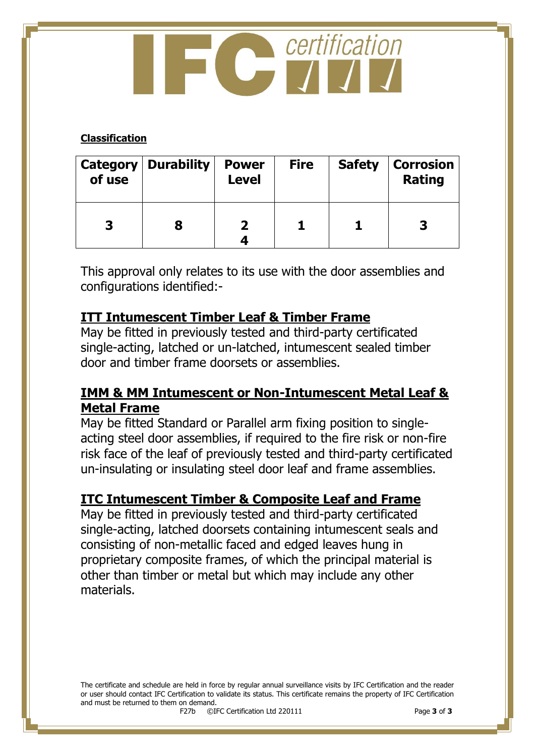**Classification**

| Category of use | Durability | Power Level | Fire | Safety | Corrosion Rating |
|---|---|---|---|---|---|
| 3 | 8 | 2 4 | 1 | 1 | 3 |

This approval only relates to its use with the door assemblies and configurations identified:-

**ITT Intumescent Timber Leaf & Timber Frame**

May be fitted in previously tested and third-party certificated single-acting, latched or un-latched, intumescent sealed timber door and timber frame doorsets or assemblies.

**IMM & MM Intumescent or Non-Intumescent Metal Leaf & Metal Frame**

May be fitted Standard or Parallel arm fixing position to single-acting steel door assemblies, if required to the fire risk or non-fire risk face of the leaf of previously tested and third-party certificated un-insulating or insulating steel door leaf and frame assemblies.

**ITC Intumescent Timber & Composite Leaf and Frame**

May be fitted in previously tested and third-party certificated single-acting, latched doorsets containing intumescent seals and consisting of non-metallic faced and edged leaves hung in proprietary composite frames, of which the principal material is other than timber or metal but which may include any other materials.

The certificate and schedule are held in force by regular annual surveillance visits by IFC Certification and the reader or user should contact IFC Certification to validate its status. This certificate remains the property of IFC Certification and must be returned to them on demand.
F27b ©IFC Certification Ltd 220111